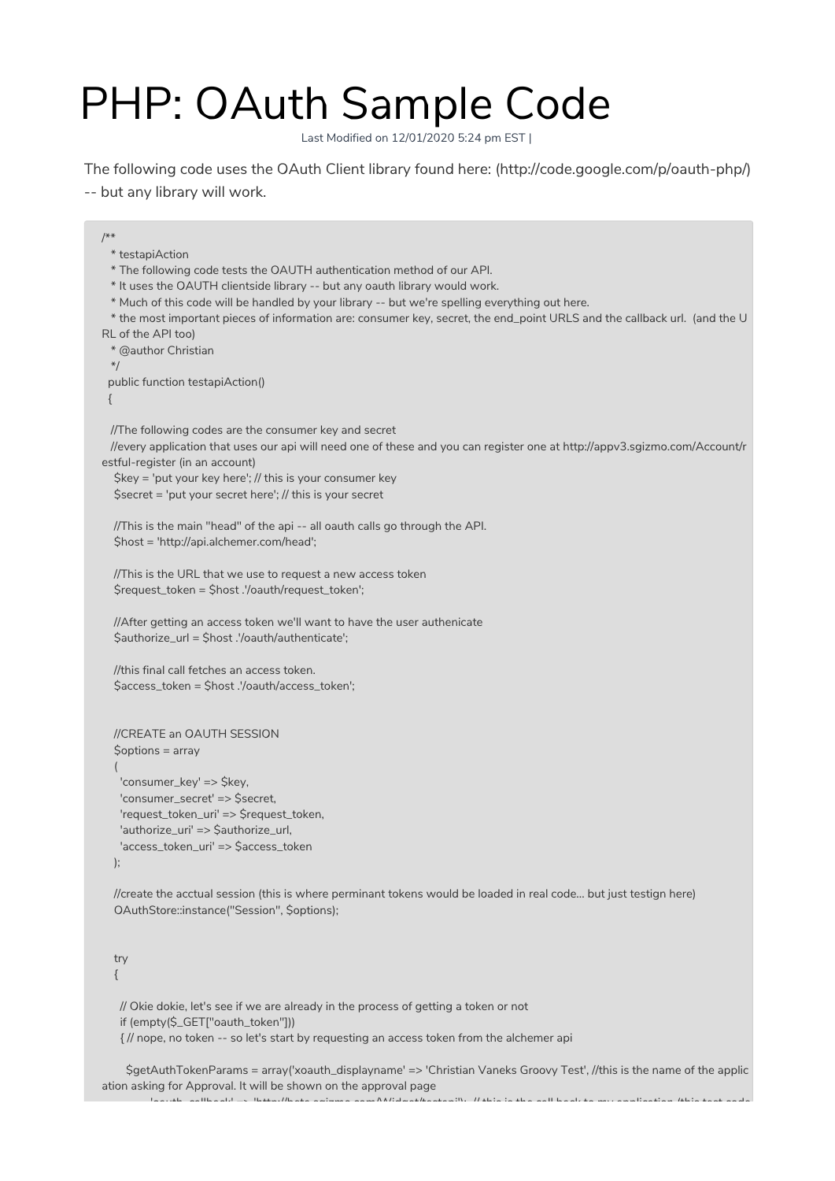# PHP: OAuth Sample Code

Last Modified on 12/01/2020 5:24 pm EST |

The following code uses the OAuth Client library found here: (http://code.google.com/p/oauth-php/) -- but any library will work.

```
/**
  * testapiAction
  * The following code tests the OAUTH authentication method of our API.
  * It uses the OAUTH clientside library -- but any oauth library would work.
  * Much of this code will be handled by your library -- but we're spelling everything out here.
  * the most important pieces of information are: consumer key, secret, the end_point URLS and the callback url.  (and the URL of the API too)
  * @author Christian
  */
 public function testapiAction()
 {

   //The following codes are the consumer key and secret
   //every application that uses our api will need one of these and you can register one at http://appv3.sgizmo.com/Account/restful-register (in an account)
   $key = 'put your key here'; // this is your consumer key
   $secret = 'put your secret here'; // this is your secret

   //This is the main "head" of the api -- all oauth calls go through the API.
   $host = 'http://api.alchemer.com/head';

   //This is the URL that we use to request a new access token
   $request_token = $host .'/oauth/request_token';

   //After getting an access token we'll want to have the user authenicate
   $authorize_url = $host .'/oauth/authenticate';

   //this final call fetches an access token.
   $access_token = $host .'/oauth/access_token';


   //CREATE an OAUTH SESSION
   $options = array
   (
    'consumer_key' => $key,
    'consumer_secret' => $secret,
    'request_token_uri' => $request_token,
    'authorize_uri' => $authorize_url,
    'access_token_uri' => $access_token
   );

   //create the acctual session (this is where perminant tokens would be loaded in real code... but just testign here)
   OAuthStore::instance("Session", $options);


   try
   {

    // Okie dokie, let's see if we are already in the process of getting a token or not
    if (empty($_GET["oauth_token"]))
    { // nope, no token -- so let's start by requesting an access token from the alchemer api

      $getAuthTokenParams = array('xoauth_displayname' => 'Christian Vaneks Groovy Test', //this is the name of the application asking for Approval. It will be shown on the approval page
```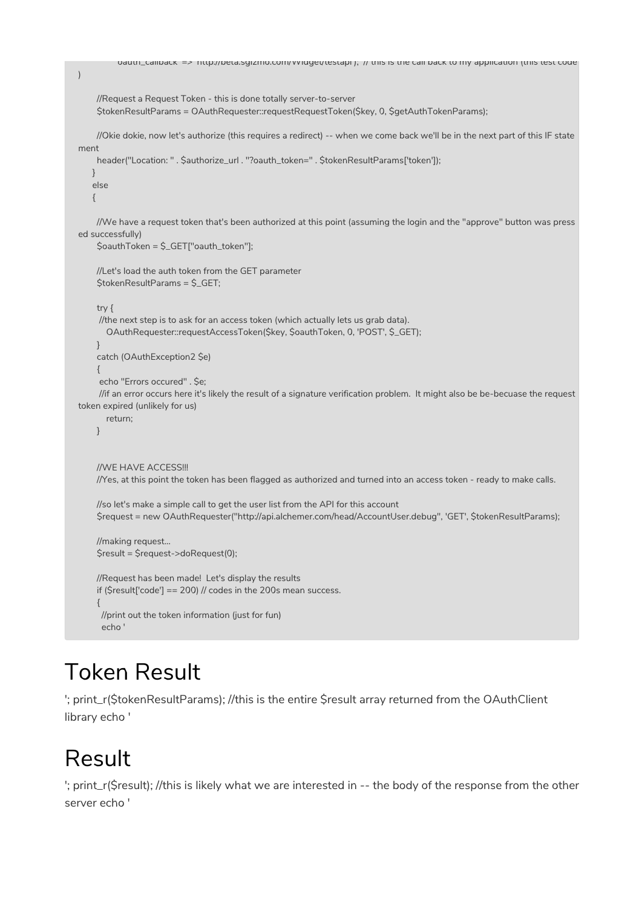```
            oauth_callback => http://beta.sgizmo.com/Widget/testapi'); // this is the call back to my application (this test code
)

        //Request a Request Token - this is done totally server-to-server
        $tokenResultParams = OAuthRequester::requestRequestToken($key, 0, $getAuthTokenParams);

        //Okie dokie, now let's authorize (this requires a redirect) -- when we come back we'll be in the next part of this IF state
ment
        header("Location: " . $authorize_url . "?oauth_token=" . $tokenResultParams['token']);
      }
      else
      {

        //We have a request token that's been authorized at this point (assuming the login and the "approve" button was press
ed successfully)
        $oauthToken = $_GET["oauth_token"];

        //Let's load the auth token from the GET parameter
        $tokenResultParams = $_GET;

        try {
         //the next step is to ask for an access token (which actually lets us grab data).
           OAuthRequester::requestAccessToken($key, $oauthToken, 0, 'POST', $_GET);
        }
        catch (OAuthException2 $e)
        {
         echo "Errors occured" . $e;
         //if an error occurs here it's likely the result of a signature verification problem.  It might also be be-becuase the request
token expired (unlikely for us)
           return;
        }


        //WE HAVE ACCESS!!!
        //Yes, at this point the token has been flagged as authorized and turned into an access token - ready to make calls.

        //so let's make a simple call to get the user list from the API for this account
        $request = new OAuthRequester("http://api.alchemer.com/head/AccountUser.debug", 'GET', $tokenResultParams);

        //making request...
        $result = $request->doRequest(0);

        //Request has been made!  Let's display the results
        if ($result['code'] == 200) // codes in the 200s mean success.
        {
          //print out the token information (just for fun)
          echo '
```

# Token Result

'; print_r($tokenResultParams); //this is the entire $result array returned from the OAuthClient library echo '

# Result

'; print_r($result); //this is likely what we are interested in -- the body of the response from the other server echo '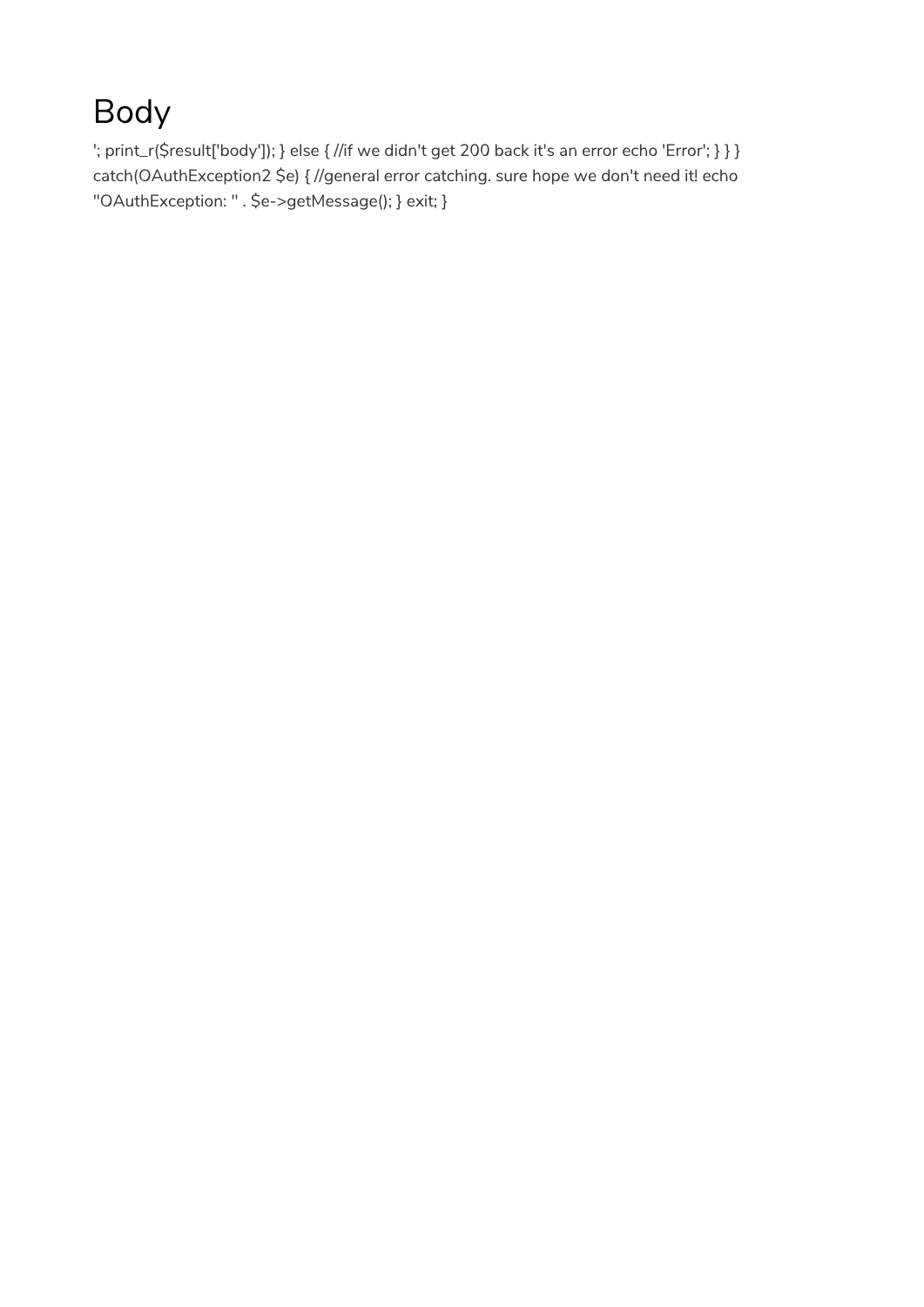# Body

'; print_r($result['body']); } else { //if we didn't get 200 back it's an error echo 'Error'; } } } catch(OAuthException2 $e) { //general error catching. sure hope we don't need it! echo "OAuthException: " . $e->getMessage(); } exit; }